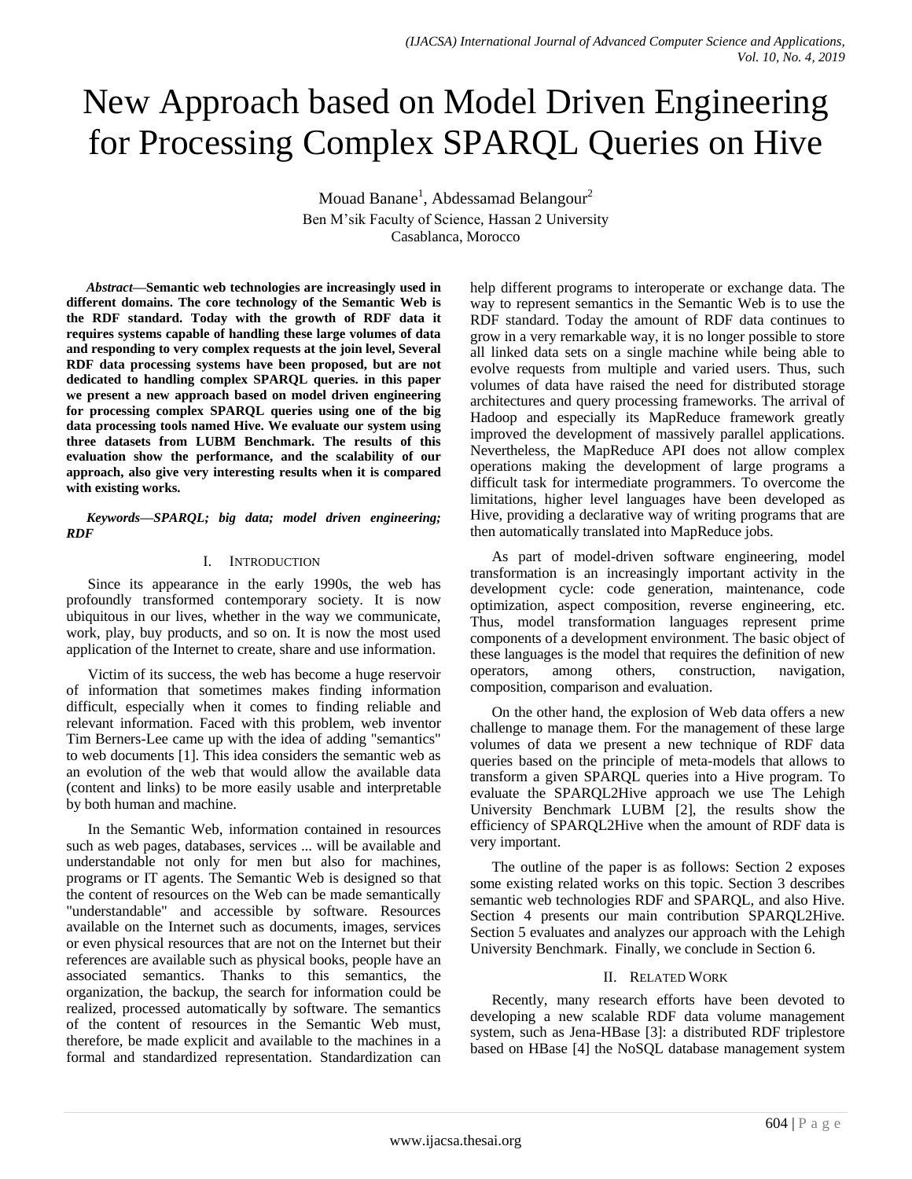# New Approach based on Model Driven Engineering for Processing Complex SPARQL Queries on Hive

Mouad Banane[1], Abdessamad Belangour[2]

Ben M'sik Faculty of Science, Hassan 2 University
Casablanca, Morocco

***Abstract*—Semantic web technologies are increasingly used in different domains. The core technology of the Semantic Web is the RDF standard. Today with the growth of RDF data it requires systems capable of handling these large volumes of data and responding to very complex requests at the join level, Several RDF data processing systems have been proposed, but are not dedicated to handling complex SPARQL queries. in this paper we present a new approach based on model driven engineering for processing complex SPARQL queries using one of the big data processing tools named Hive. We evaluate our system using three datasets from LUBM Benchmark. The results of this evaluation show the performance, and the scalability of our approach, also give very interesting results when it is compared with existing works.**

***Keywords*—SPARQL; big data; model driven engineering; RDF**

## I. Introduction

Since its appearance in the early 1990s, the web has profoundly transformed contemporary society. It is now ubiquitous in our lives, whether in the way we communicate, work, play, buy products, and so on. It is now the most used application of the Internet to create, share and use information.

Victim of its success, the web has become a huge reservoir of information that sometimes makes finding information difficult, especially when it comes to finding reliable and relevant information. Faced with this problem, web inventor Tim Berners-Lee came up with the idea of adding "semantics" to web documents [1]. This idea considers the semantic web as an evolution of the web that would allow the available data (content and links) to be more easily usable and interpretable by both human and machine.

In the Semantic Web, information contained in resources such as web pages, databases, services ... will be available and understandable not only for men but also for machines, programs or IT agents. The Semantic Web is designed so that the content of resources on the Web can be made semantically "understandable" and accessible by software. Resources available on the Internet such as documents, images, services or even physical resources that are not on the Internet but their references are available such as physical books, people have an associated semantics. Thanks to this semantics, the organization, the backup, the search for information could be realized, processed automatically by software. The semantics of the content of resources in the Semantic Web must, therefore, be made explicit and available to the machines in a formal and standardized representation. Standardization can help different programs to interoperate or exchange data. The way to represent semantics in the Semantic Web is to use the RDF standard. Today the amount of RDF data continues to grow in a very remarkable way, it is no longer possible to store all linked data sets on a single machine while being able to evolve requests from multiple and varied users. Thus, such volumes of data have raised the need for distributed storage architectures and query processing frameworks. The arrival of Hadoop and especially its MapReduce framework greatly improved the development of massively parallel applications. Nevertheless, the MapReduce API does not allow complex operations making the development of large programs a difficult task for intermediate programmers. To overcome the limitations, higher level languages have been developed as Hive, providing a declarative way of writing programs that are then automatically translated into MapReduce jobs.

As part of model-driven software engineering, model transformation is an increasingly important activity in the development cycle: code generation, maintenance, code optimization, aspect composition, reverse engineering, etc. Thus, model transformation languages represent prime components of a development environment. The basic object of these languages is the model that requires the definition of new operators, among others, construction, navigation, composition, comparison and evaluation.

On the other hand, the explosion of Web data offers a new challenge to manage them. For the management of these large volumes of data we present a new technique of RDF data queries based on the principle of meta-models that allows to transform a given SPARQL queries into a Hive program. To evaluate the SPARQL2Hive approach we use The Lehigh University Benchmark LUBM [2], the results show the efficiency of SPARQL2Hive when the amount of RDF data is very important.

The outline of the paper is as follows: Section 2 exposes some existing related works on this topic. Section 3 describes semantic web technologies RDF and SPARQL, and also Hive. Section 4 presents our main contribution SPARQL2Hive. Section 5 evaluates and analyzes our approach with the Lehigh University Benchmark. Finally, we conclude in Section 6.

## II. Related Work

Recently, many research efforts have been devoted to developing a new scalable RDF data volume management system, such as Jena-HBase [3]: a distributed RDF triplestore based on HBase [4] the NoSQL database management system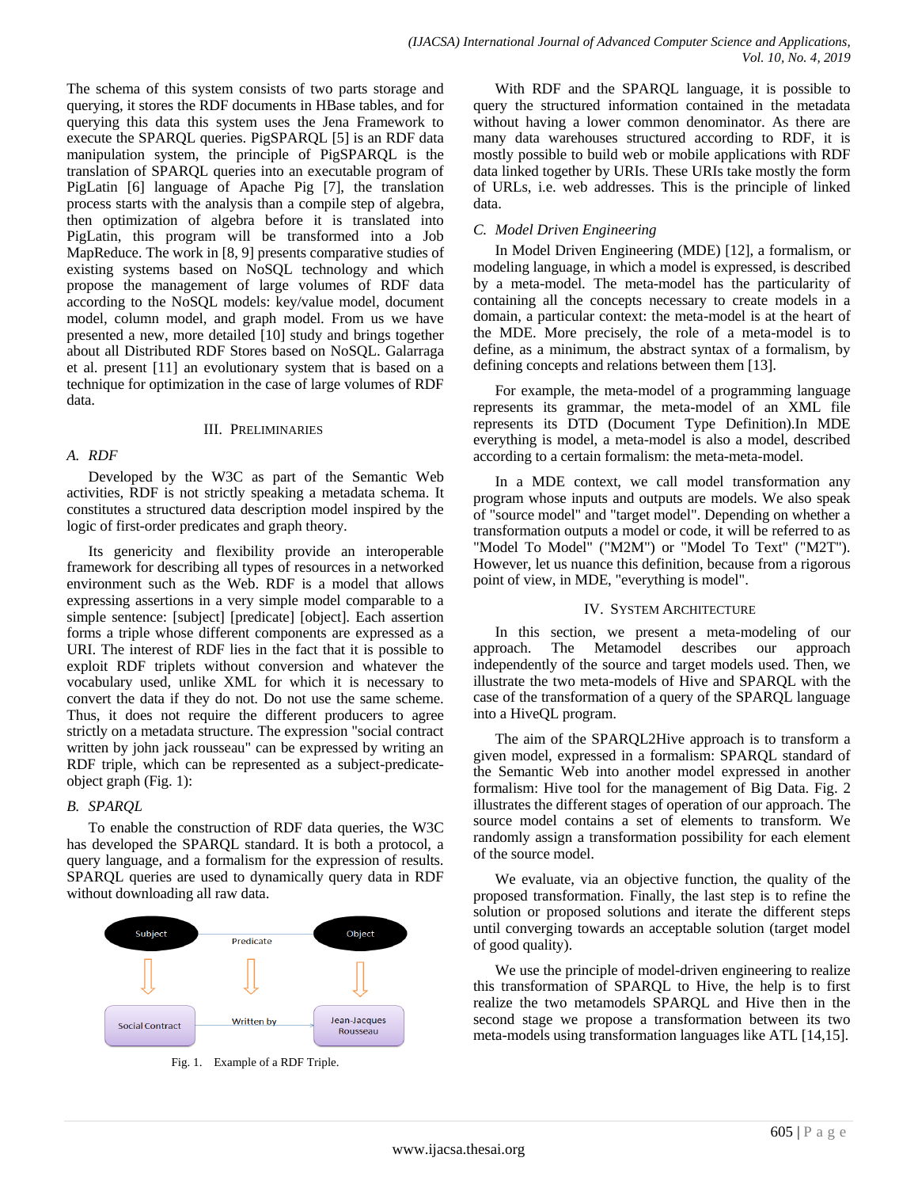The schema of this system consists of two parts storage and querying, it stores the RDF documents in HBase tables, and for querying this data this system uses the Jena Framework to execute the SPARQL queries. PigSPARQL [5] is an RDF data manipulation system, the principle of PigSPARQL is the translation of SPARQL queries into an executable program of PigLatin [6] language of Apache Pig [7], the translation process starts with the analysis than a compile step of algebra, then optimization of algebra before it is translated into PigLatin, this program will be transformed into a Job MapReduce. The work in [8, 9] presents comparative studies of existing systems based on NoSQL technology and which propose the management of large volumes of RDF data according to the NoSQL models: key/value model, document model, column model, and graph model. From us we have presented a new, more detailed [10] study and brings together about all Distributed RDF Stores based on NoSQL. Galarraga et al. present [11] an evolutionary system that is based on a technique for optimization in the case of large volumes of RDF data.

## III. Preliminaries

### A. RDF

Developed by the W3C as part of the Semantic Web activities, RDF is not strictly speaking a metadata schema. It constitutes a structured data description model inspired by the logic of first-order predicates and graph theory.

Its genericity and flexibility provide an interoperable framework for describing all types of resources in a networked environment such as the Web. RDF is a model that allows expressing assertions in a very simple model comparable to a simple sentence: [subject] [predicate] [object]. Each assertion forms a triple whose different components are expressed as a URI. The interest of RDF lies in the fact that it is possible to exploit RDF triplets without conversion and whatever the vocabulary used, unlike XML for which it is necessary to convert the data if they do not. Do not use the same scheme. Thus, it does not require the different producers to agree strictly on a metadata structure. The expression "social contract written by john jack rousseau" can be expressed by writing an RDF triple, which can be represented as a subject-predicate-object graph (Fig. 1):

### B. SPARQL

To enable the construction of RDF data queries, the W3C has developed the SPARQL standard. It is both a protocol, a query language, and a formalism for the expression of results. SPARQL queries are used to dynamically query data in RDF without downloading all raw data.

Subject — Predicate — Object

Social Contract — Written by — Jean-Jacques Rousseau

Fig. 1. Example of a RDF Triple.

With RDF and the SPARQL language, it is possible to query the structured information contained in the metadata without having a lower common denominator. As there are many data warehouses structured according to RDF, it is mostly possible to build web or mobile applications with RDF data linked together by URIs. These URIs take mostly the form of URLs, i.e. web addresses. This is the principle of linked data.

### C. Model Driven Engineering

In Model Driven Engineering (MDE) [12], a formalism, or modeling language, in which a model is expressed, is described by a meta-model. The meta-model has the particularity of containing all the concepts necessary to create models in a domain, a particular context: the meta-model is at the heart of the MDE. More precisely, the role of a meta-model is to define, as a minimum, the abstract syntax of a formalism, by defining concepts and relations between them [13].

For example, the meta-model of a programming language represents its grammar, the meta-model of an XML file represents its DTD (Document Type Definition).In MDE everything is model, a meta-model is also a model, described according to a certain formalism: the meta-meta-model.

In a MDE context, we call model transformation any program whose inputs and outputs are models. We also speak of "source model" and "target model". Depending on whether a transformation outputs a model or code, it will be referred to as "Model To Model" ("M2M") or "Model To Text" ("M2T"). However, let us nuance this definition, because from a rigorous point of view, in MDE, "everything is model".

## IV. System Architecture

In this section, we present a meta-modeling of our approach. The Metamodel describes our approach independently of the source and target models used. Then, we illustrate the two meta-models of Hive and SPARQL with the case of the transformation of a query of the SPARQL language into a HiveQL program.

The aim of the SPARQL2Hive approach is to transform a given model, expressed in a formalism: SPARQL standard of the Semantic Web into another model expressed in another formalism: Hive tool for the management of Big Data. Fig. 2 illustrates the different stages of operation of our approach. The source model contains a set of elements to transform. We randomly assign a transformation possibility for each element of the source model.

We evaluate, via an objective function, the quality of the proposed transformation. Finally, the last step is to refine the solution or proposed solutions and iterate the different steps until converging towards an acceptable solution (target model of good quality).

We use the principle of model-driven engineering to realize this transformation of SPARQL to Hive, the help is to first realize the two metamodels SPARQL and Hive then in the second stage we propose a transformation between its two meta-models using transformation languages like ATL [14,15].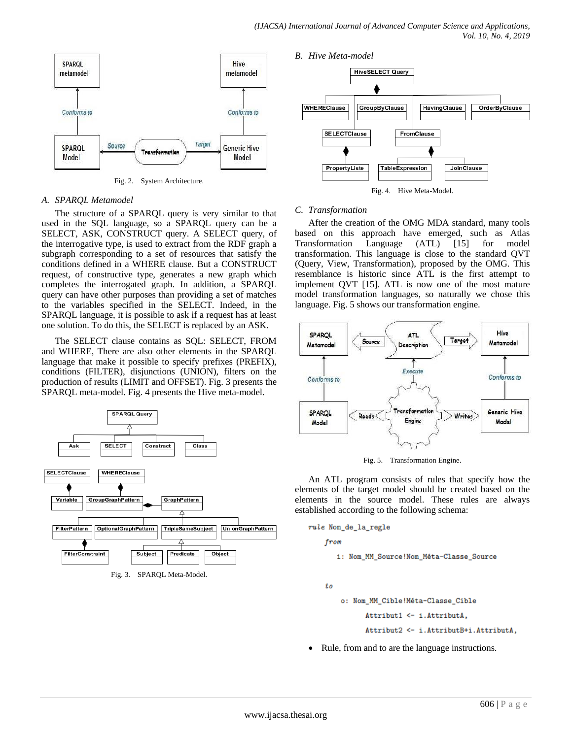Fig. 2. System Architecture.

### A. SPARQL Metamodel

The structure of a SPARQL query is very similar to that used in the SQL language, so a SPARQL query can be a SELECT, ASK, CONSTRUCT query. A SELECT query, of the interrogative type, is used to extract from the RDF graph a subgraph corresponding to a set of resources that satisfy the conditions defined in a WHERE clause. But a CONSTRUCT request, of constructive type, generates a new graph which completes the interrogated graph. In addition, a SPARQL query can have other purposes than providing a set of matches to the variables specified in the SELECT. Indeed, in the SPARQL language, it is possible to ask if a request has at least one solution. To do this, the SELECT is replaced by an ASK.

The SELECT clause contains as SQL: SELECT, FROM and WHERE, There are also other elements in the SPARQL language that make it possible to specify prefixes (PREFIX), conditions (FILTER), disjunctions (UNION), filters on the production of results (LIMIT and OFFSET). Fig. 3 presents the SPARQL meta-model. Fig. 4 presents the Hive meta-model.

Fig. 3. SPARQL Meta-Model.

### B. Hive Meta-model

Fig. 4. Hive Meta-Model.

### C. Transformation

After the creation of the OMG MDA standard, many tools based on this approach have emerged, such as Atlas Transformation Language (ATL) [15] for model transformation. This language is close to the standard QVT (Query, View, Transformation), proposed by the OMG. This resemblance is historic since ATL is the first attempt to implement QVT [15]. ATL is now one of the most mature model transformation languages, so naturally we chose this language. Fig. 5 shows our transformation engine.

Fig. 5. Transformation Engine.

An ATL program consists of rules that specify how the elements of the target model should be created based on the elements in the source model. These rules are always established according to the following schema:

```
rule Nom_de_la_regle
    from
        i: Nom_MM_Source!Nom_Méta-Classe_Source

    to
        o: Nom_MM_Cible!Méta-Classe_Cible
            Attribut1 <- i.AttributA,
            Attribut2 <- i.AttributB+i.AttributA,
```

- Rule, from and to are the language instructions.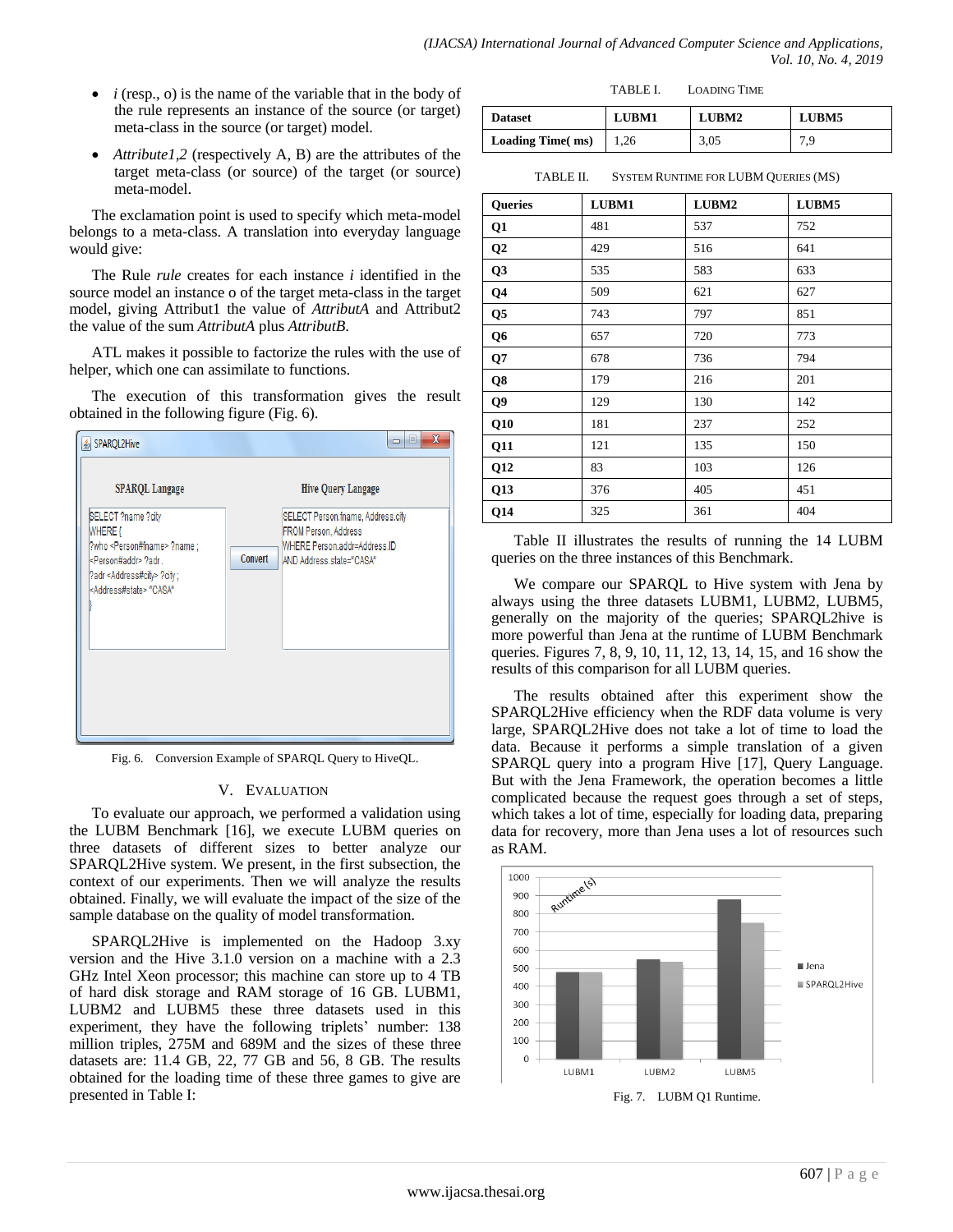- *i* (resp., o) is the name of the variable that in the body of the rule represents an instance of the source (or target) meta-class in the source (or target) model.
- *Attribute1,2* (respectively A, B) are the attributes of the target meta-class (or source) of the target (or source) meta-model.

The exclamation point is used to specify which meta-model belongs to a meta-class. A translation into everyday language would give:

The Rule *rule* creates for each instance *i* identified in the source model an instance o of the target meta-class in the target model, giving Attribut1 the value of *AttributA* and Attribut2 the value of the sum *AttributA* plus *AttributB*.

ATL makes it possible to factorize the rules with the use of helper, which one can assimilate to functions.

The execution of this transformation gives the result obtained in the following figure (Fig. 6).

Fig. 6. Conversion Example of SPARQL Query to HiveQL.

## V. Evaluation

To evaluate our approach, we performed a validation using the LUBM Benchmark [16], we execute LUBM queries on three datasets of different sizes to better analyze our SPARQL2Hive system. We present, in the first subsection, the context of our experiments. Then we will analyze the results obtained. Finally, we will evaluate the impact of the size of the sample database on the quality of model transformation.

SPARQL2Hive is implemented on the Hadoop 3.xy version and the Hive 3.1.0 version on a machine with a 2.3 GHz Intel Xeon processor; this machine can store up to 4 TB of hard disk storage and RAM storage of 16 GB. LUBM1, LUBM2 and LUBM5 these three datasets used in this experiment, they have the following triplets' number: 138 million triples, 275M and 689M and the sizes of these three datasets are: 11.4 GB, 22, 77 GB and 56, 8 GB. The results obtained for the loading time of these three games to give are presented in Table I:

TABLE I. Loading Time

| Dataset | LUBM1 | LUBM2 | LUBM5 |
|---|---|---|---|
| Loading Time( ms) | 1,26 | 3,05 | 7,9 |

TABLE II. System Runtime for LUBM Queries (MS)

| Queries | LUBM1 | LUBM2 | LUBM5 |
|---|---|---|---|
| Q1 | 481 | 537 | 752 |
| Q2 | 429 | 516 | 641 |
| Q3 | 535 | 583 | 633 |
| Q4 | 509 | 621 | 627 |
| Q5 | 743 | 797 | 851 |
| Q6 | 657 | 720 | 773 |
| Q7 | 678 | 736 | 794 |
| Q8 | 179 | 216 | 201 |
| Q9 | 129 | 130 | 142 |
| Q10 | 181 | 237 | 252 |
| Q11 | 121 | 135 | 150 |
| Q12 | 83 | 103 | 126 |
| Q13 | 376 | 405 | 451 |
| Q14 | 325 | 361 | 404 |

Table II illustrates the results of running the 14 LUBM queries on the three instances of this Benchmark.

We compare our SPARQL to Hive system with Jena by always using the three datasets LUBM1, LUBM2, LUBM5, generally on the majority of the queries; SPARQL2hive is more powerful than Jena at the runtime of LUBM Benchmark queries. Figures 7, 8, 9, 10, 11, 12, 13, 14, 15, and 16 show the results of this comparison for all LUBM queries.

The results obtained after this experiment show the SPARQL2Hive efficiency when the RDF data volume is very large, SPARQL2Hive does not take a lot of time to load the data. Because it performs a simple translation of a given SPARQL query into a program Hive [17], Query Language. But with the Jena Framework, the operation becomes a little complicated because the request goes through a set of steps, which takes a lot of time, especially for loading data, preparing data for recovery, more than Jena uses a lot of resources such as RAM.

Fig. 7. LUBM Q1 Runtime.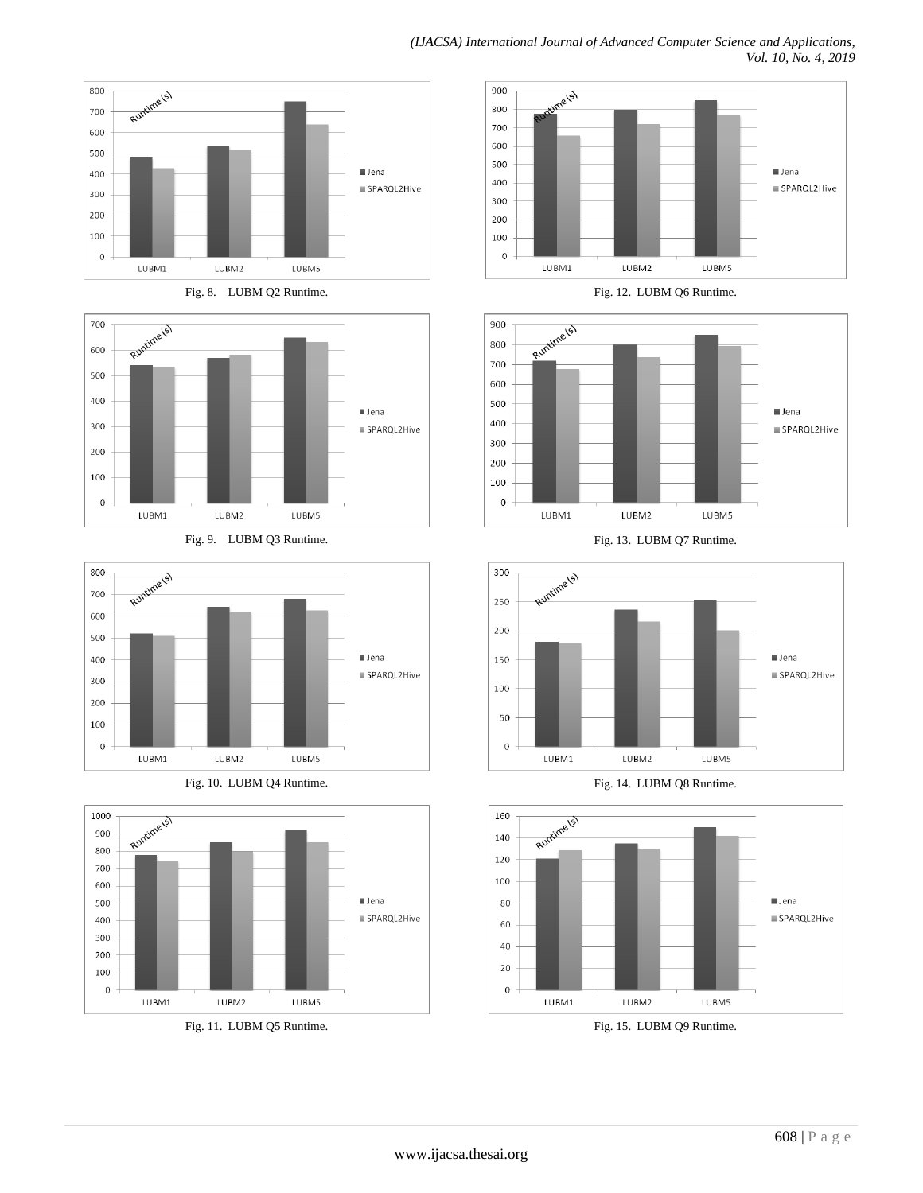Fig. 8. LUBM Q2 Runtime.

Fig. 9. LUBM Q3 Runtime.

Fig. 10. LUBM Q4 Runtime.

Fig. 11. LUBM Q5 Runtime.

Fig. 12. LUBM Q6 Runtime.

Fig. 13. LUBM Q7 Runtime.

Fig. 14. LUBM Q8 Runtime.

Fig. 15. LUBM Q9 Runtime.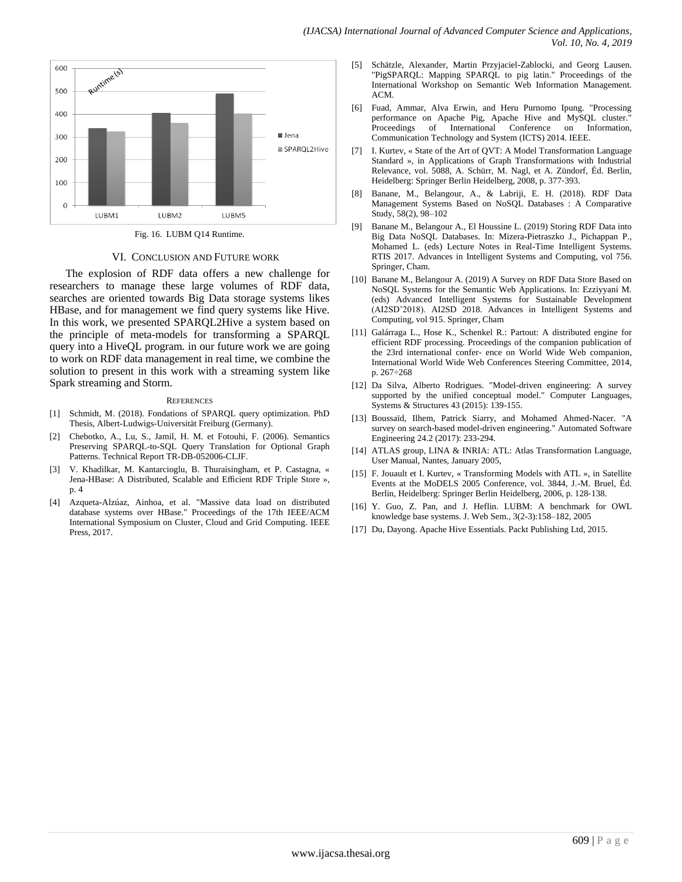600
500
400
300
200
100
0
Runtime (s)
LUBM1
LUBM2
LUBM5
Jena
SPARQL2Hive

Fig. 16. LUBM Q14 Runtime.

## VI. Conclusion and Future work

The explosion of RDF data offers a new challenge for researchers to manage these large volumes of RDF data, searches are oriented towards Big Data storage systems likes HBase, and for management we find query systems like Hive. In this work, we presented SPARQL2Hive a system based on the principle of meta-models for transforming a SPARQL query into a HiveQL program. in our future work we are going to work on RDF data management in real time, we combine the solution to present in this work with a streaming system like Spark streaming and Storm.

## References

[1] Schmidt, M. (2018). Fondations of SPARQL query optimization. PhD Thesis, Albert-Ludwigs-Universität Freiburg (Germany).

[2] Chebotko, A., Lu, S., Jamil, H. M. et Fotouhi, F. (2006). Semantics Preserving SPARQL-to-SQL Query Translation for Optional Graph Patterns. Technical Report TR-DB-052006-CLJF.

[3] V. Khadilkar, M. Kantarcioglu, B. Thuraisingham, et P. Castagna, « Jena-HBase: A Distributed, Scalable and Efficient RDF Triple Store », p. 4

[4] Azqueta-Alzúaz, Ainhoa, et al. "Massive data load on distributed database systems over HBase." Proceedings of the 17th IEEE/ACM International Symposium on Cluster, Cloud and Grid Computing. IEEE Press, 2017.

[5] Schätzle, Alexander, Martin Przyjaciel-Zablocki, and Georg Lausen. "PigSPARQL: Mapping SPARQL to pig latin." Proceedings of the International Workshop on Semantic Web Information Management. ACM.

[6] Fuad, Ammar, Alva Erwin, and Heru Purnomo Ipung. "Processing performance on Apache Pig, Apache Hive and MySQL cluster." Proceedings of International Conference on Information, Communication Technology and System (ICTS) 2014. IEEE.

[7] I. Kurtev, « State of the Art of QVT: A Model Transformation Language Standard », in Applications of Graph Transformations with Industrial Relevance, vol. 5088, A. Schürr, M. Nagl, et A. Zündorf, Éd. Berlin, Heidelberg: Springer Berlin Heidelberg, 2008, p. 377-393.

[8] Banane, M., Belangour, A., & Labriji, E. H. (2018). RDF Data Management Systems Based on NoSQL Databases : A Comparative Study, 58(2), 98–102

[9] Banane M., Belangour A., El Houssine L. (2019) Storing RDF Data into Big Data NoSQL Databases. In: Mizera-Pietraszko J., Pichappan P., Mohamed L. (eds) Lecture Notes in Real-Time Intelligent Systems. RTIS 2017. Advances in Intelligent Systems and Computing, vol 756. Springer, Cham.

[10] Banane M., Belangour A. (2019) A Survey on RDF Data Store Based on NoSQL Systems for the Semantic Web Applications. In: Ezziyyani M. (eds) Advanced Intelligent Systems for Sustainable Development (AI2SD'2018). AI2SD 2018. Advances in Intelligent Systems and Computing, vol 915. Springer, Cham

[11] Galárraga L., Hose K., Schenkel R.: Partout: A distributed engine for efficient RDF processing. Proceedings of the companion publication of the 23rd international confer- ence on World Wide Web companion, International World Wide Web Conferences Steering Committee, 2014, p. 267÷268

[12] Da Silva, Alberto Rodrigues. "Model-driven engineering: A survey supported by the unified conceptual model." Computer Languages, Systems & Structures 43 (2015): 139-155.

[13] Boussaïd, Ilhem, Patrick Siarry, and Mohamed Ahmed-Nacer. "A survey on search-based model-driven engineering." Automated Software Engineering 24.2 (2017): 233-294.

[14] ATLAS group, LINA & INRIA: ATL: Atlas Transformation Language, User Manual, Nantes, January 2005,

[15] F. Jouault et I. Kurtev, « Transforming Models with ATL », in Satellite Events at the MoDELS 2005 Conference, vol. 3844, J.-M. Bruel, Éd. Berlin, Heidelberg: Springer Berlin Heidelberg, 2006, p. 128-138.

[16] Y. Guo, Z. Pan, and J. Heflin. LUBM: A benchmark for OWL knowledge base systems. J. Web Sem., 3(2-3):158–182, 2005

[17] Du, Dayong. Apache Hive Essentials. Packt Publishing Ltd, 2015.